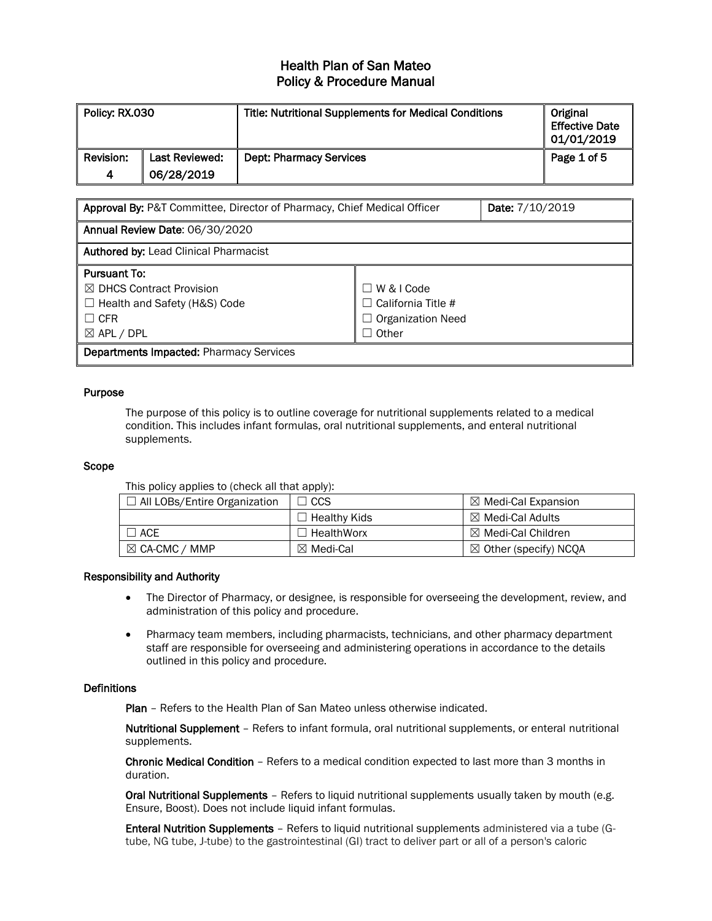# Health Plan of San Mateo
# Policy & Procedure Manual

| Policy: RX.030 | | Title: Nutritional Supplements for Medical Conditions | Original Effective Date 01/01/2019 |
|---|---|---|---|
| Revision: 4 | Last Reviewed: 06/28/2019 | Dept: Pharmacy Services | Page 1 of 5 |

| **Approval By:** P&T Committee, Director of Pharmacy, Chief Medical Officer | **Date:** 7/10/2019 |
|---|---|
| **Annual Review Date**: 06/30/2020 | |
| **Authored by:** Lead Clinical Pharmacist | |

| **Pursuant To:** | |
|---|---|
| ☒ DHCS Contract Provision | ☐ W & I Code |
| ☐ Health and Safety (H&S) Code | ☐ California Title # |
| ☐ CFR | ☐ Organization Need |
| ☒ APL / DPL | ☐ Other |
| **Departments Impacted:** Pharmacy Services | |

### Purpose

The purpose of this policy is to outline coverage for nutritional supplements related to a medical condition. This includes infant formulas, oral nutritional supplements, and enteral nutritional supplements.

### Scope

This policy applies to (check all that apply):

| ☐ All LOBs/Entire Organization | ☐ CCS | ☒ Medi-Cal Expansion |
|---|---|---|
| | ☐ Healthy Kids | ☒ Medi-Cal Adults |
| ☐ ACE | ☐ HealthWorx | ☒ Medi-Cal Children |
| ☒ CA-CMC / MMP | ☒ Medi-Cal | ☒ Other (specify) NCQA |

### Responsibility and Authority

- The Director of Pharmacy, or designee, is responsible for overseeing the development, review, and administration of this policy and procedure.
- Pharmacy team members, including pharmacists, technicians, and other pharmacy department staff are responsible for overseeing and administering operations in accordance to the details outlined in this policy and procedure.

### Definitions

**Plan** – Refers to the Health Plan of San Mateo unless otherwise indicated.

**Nutritional Supplement** – Refers to infant formula, oral nutritional supplements, or enteral nutritional supplements.

**Chronic Medical Condition** – Refers to a medical condition expected to last more than 3 months in duration.

**Oral Nutritional Supplements** – Refers to liquid nutritional supplements usually taken by mouth (e.g. Ensure, Boost). Does not include liquid infant formulas.

**Enteral Nutrition Supplements** – Refers to liquid nutritional supplements administered via a tube (G-tube, NG tube, J-tube) to the gastrointestinal (GI) tract to deliver part or all of a person's caloric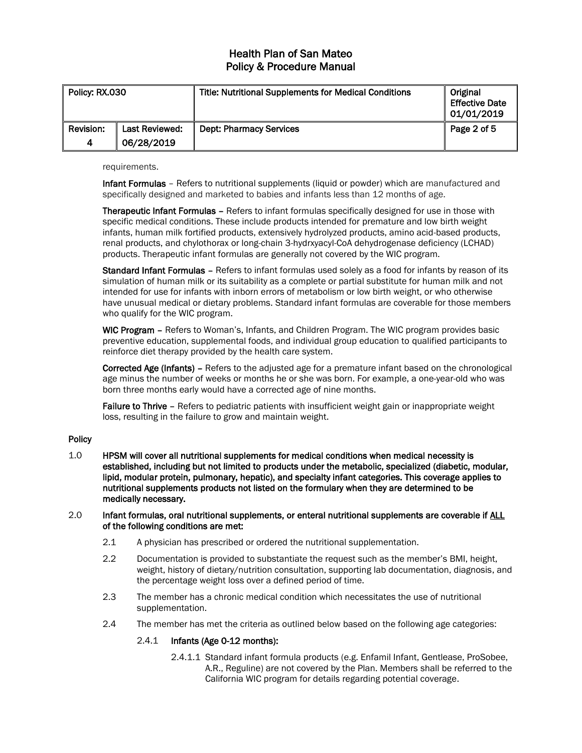requirements.

**Infant Formulas** – Refers to nutritional supplements (liquid or powder) which are manufactured and specifically designed and marketed to babies and infants less than 12 months of age.

**Therapeutic Infant Formulas** – Refers to infant formulas specifically designed for use in those with specific medical conditions. These include products intended for premature and low birth weight infants, human milk fortified products, extensively hydrolyzed products, amino acid-based products, renal products, and chylothorax or long-chain 3-hydrxyacyl-CoA dehydrogenase deficiency (LCHAD) products. Therapeutic infant formulas are generally not covered by the WIC program.

**Standard Infant Formulas** – Refers to infant formulas used solely as a food for infants by reason of its simulation of human milk or its suitability as a complete or partial substitute for human milk and not intended for use for infants with inborn errors of metabolism or low birth weight, or who otherwise have unusual medical or dietary problems. Standard infant formulas are coverable for those members who qualify for the WIC program.

**WIC Program** – Refers to Woman's, Infants, and Children Program. The WIC program provides basic preventive education, supplemental foods, and individual group education to qualified participants to reinforce diet therapy provided by the health care system.

**Corrected Age (Infants)** – Refers to the adjusted age for a premature infant based on the chronological age minus the number of weeks or months he or she was born. For example, a one-year-old who was born three months early would have a corrected age of nine months.

**Failure to Thrive** – Refers to pediatric patients with insufficient weight gain or inappropriate weight loss, resulting in the failure to grow and maintain weight.

## Policy

1.0 **HPSM will cover all nutritional supplements for medical conditions when medical necessity is established, including but not limited to products under the metabolic, specialized (diabetic, modular, lipid, modular protein, pulmonary, hepatic), and specialty infant categories. This coverage applies to nutritional supplements products not listed on the formulary when they are determined to be medically necessary.**

2.0 **Infant formulas, oral nutritional supplements, or enteral nutritional supplements are coverable if ALL of the following conditions are met:**

- 2.1 A physician has prescribed or ordered the nutritional supplementation.
- 2.2 Documentation is provided to substantiate the request such as the member's BMI, height, weight, history of dietary/nutrition consultation, supporting lab documentation, diagnosis, and the percentage weight loss over a defined period of time.
- 2.3 The member has a chronic medical condition which necessitates the use of nutritional supplementation.
- 2.4 The member has met the criteria as outlined below based on the following age categories:
  - 2.4.1 **Infants (Age 0-12 months):**
    - 2.4.1.1 Standard infant formula products (e.g. Enfamil Infant, Gentlease, ProSobee, A.R., Reguline) are not covered by the Plan. Members shall be referred to the California WIC program for details regarding potential coverage.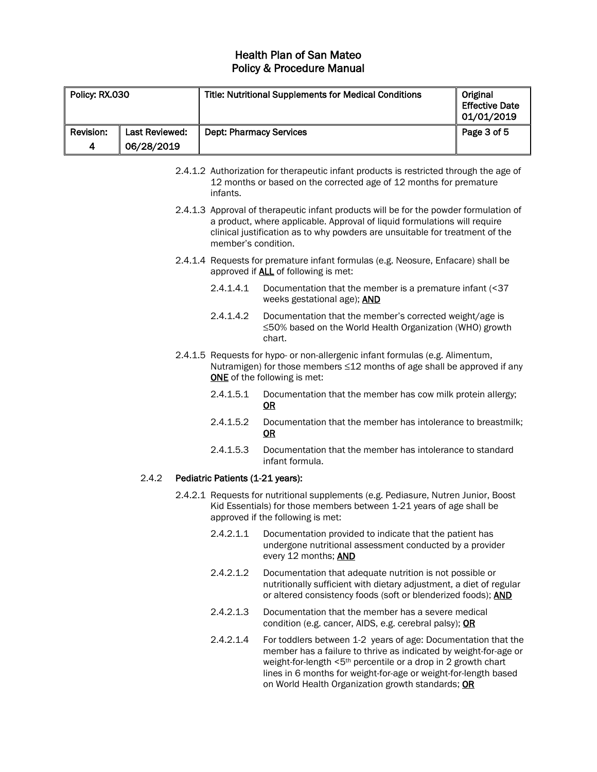2.4.1.2 Authorization for therapeutic infant products is restricted through the age of 12 months or based on the corrected age of 12 months for premature infants.

2.4.1.3 Approval of therapeutic infant products will be for the powder formulation of a product, where applicable. Approval of liquid formulations will require clinical justification as to why powders are unsuitable for treatment of the member's condition.

2.4.1.4 Requests for premature infant formulas (e.g. Neosure, Enfacare) shall be approved if **ALL** of following is met:

- 2.4.1.4.1 Documentation that the member is a premature infant (<37 weeks gestational age); **AND**
- 2.4.1.4.2 Documentation that the member's corrected weight/age is ≤50% based on the World Health Organization (WHO) growth chart.

2.4.1.5 Requests for hypo- or non-allergenic infant formulas (e.g. Alimentum, Nutramigen) for those members ≤12 months of age shall be approved if any **ONE** of the following is met:

- 2.4.1.5.1 Documentation that the member has cow milk protein allergy; **OR**
- 2.4.1.5.2 Documentation that the member has intolerance to breastmilk; **OR**
- 2.4.1.5.3 Documentation that the member has intolerance to standard infant formula.

2.4.2 **Pediatric Patients (1-21 years):**

2.4.2.1 Requests for nutritional supplements (e.g. Pediasure, Nutren Junior, Boost Kid Essentials) for those members between 1-21 years of age shall be approved if the following is met:

- 2.4.2.1.1 Documentation provided to indicate that the patient has undergone nutritional assessment conducted by a provider every 12 months; **AND**
- 2.4.2.1.2 Documentation that adequate nutrition is not possible or nutritionally sufficient with dietary adjustment, a diet of regular or altered consistency foods (soft or blenderized foods); **AND**
- 2.4.2.1.3 Documentation that the member has a severe medical condition (e.g. cancer, AIDS, e.g. cerebral palsy); **OR**
- 2.4.2.1.4 For toddlers between 1-2 years of age: Documentation that the member has a failure to thrive as indicated by weight-for-age or weight-for-length <5th percentile or a drop in 2 growth chart lines in 6 months for weight-for-age or weight-for-length based on World Health Organization growth standards; **OR**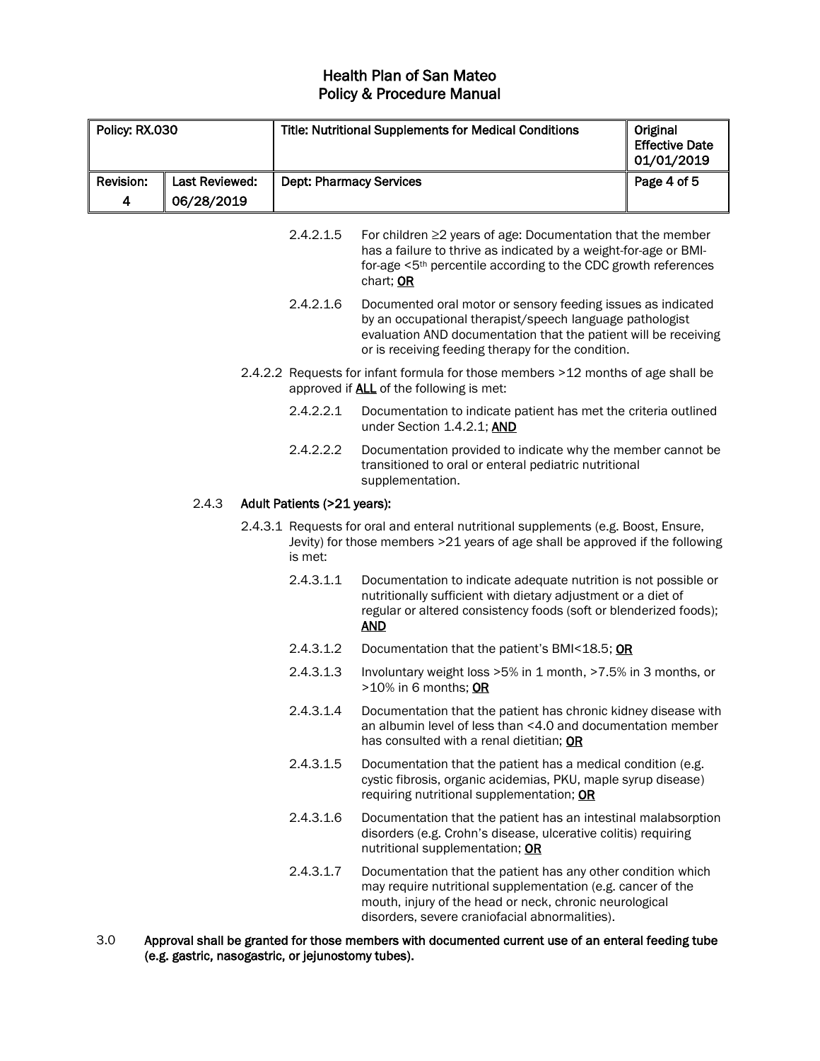2.4.2.1.5 For children ≥2 years of age: Documentation that the member has a failure to thrive as indicated by a weight-for-age or BMI-for-age <5th percentile according to the CDC growth references chart; **OR**

2.4.2.1.6 Documented oral motor or sensory feeding issues as indicated by an occupational therapist/speech language pathologist evaluation AND documentation that the patient will be receiving or is receiving feeding therapy for the condition.

2.4.2.2 Requests for infant formula for those members >12 months of age shall be approved if **ALL** of the following is met:

2.4.2.2.1 Documentation to indicate patient has met the criteria outlined under Section 1.4.2.1; **AND**

2.4.2.2.2 Documentation provided to indicate why the member cannot be transitioned to oral or enteral pediatric nutritional supplementation.

2.4.3 **Adult Patients (>21 years):**

2.4.3.1 Requests for oral and enteral nutritional supplements (e.g. Boost, Ensure, Jevity) for those members >21 years of age shall be approved if the following is met:

2.4.3.1.1 Documentation to indicate adequate nutrition is not possible or nutritionally sufficient with dietary adjustment or a diet of regular or altered consistency foods (soft or blenderized foods); **AND**

2.4.3.1.2 Documentation that the patient's BMI<18.5; **OR**

2.4.3.1.3 Involuntary weight loss >5% in 1 month, >7.5% in 3 months, or >10% in 6 months; **OR**

2.4.3.1.4 Documentation that the patient has chronic kidney disease with an albumin level of less than <4.0 and documentation member has consulted with a renal dietitian; **OR**

2.4.3.1.5 Documentation that the patient has a medical condition (e.g. cystic fibrosis, organic acidemias, PKU, maple syrup disease) requiring nutritional supplementation; **OR**

2.4.3.1.6 Documentation that the patient has an intestinal malabsorption disorders (e.g. Crohn's disease, ulcerative colitis) requiring nutritional supplementation; **OR**

2.4.3.1.7 Documentation that the patient has any other condition which may require nutritional supplementation (e.g. cancer of the mouth, injury of the head or neck, chronic neurological disorders, severe craniofacial abnormalities).

3.0 **Approval shall be granted for those members with documented current use of an enteral feeding tube (e.g. gastric, nasogastric, or jejunostomy tubes).**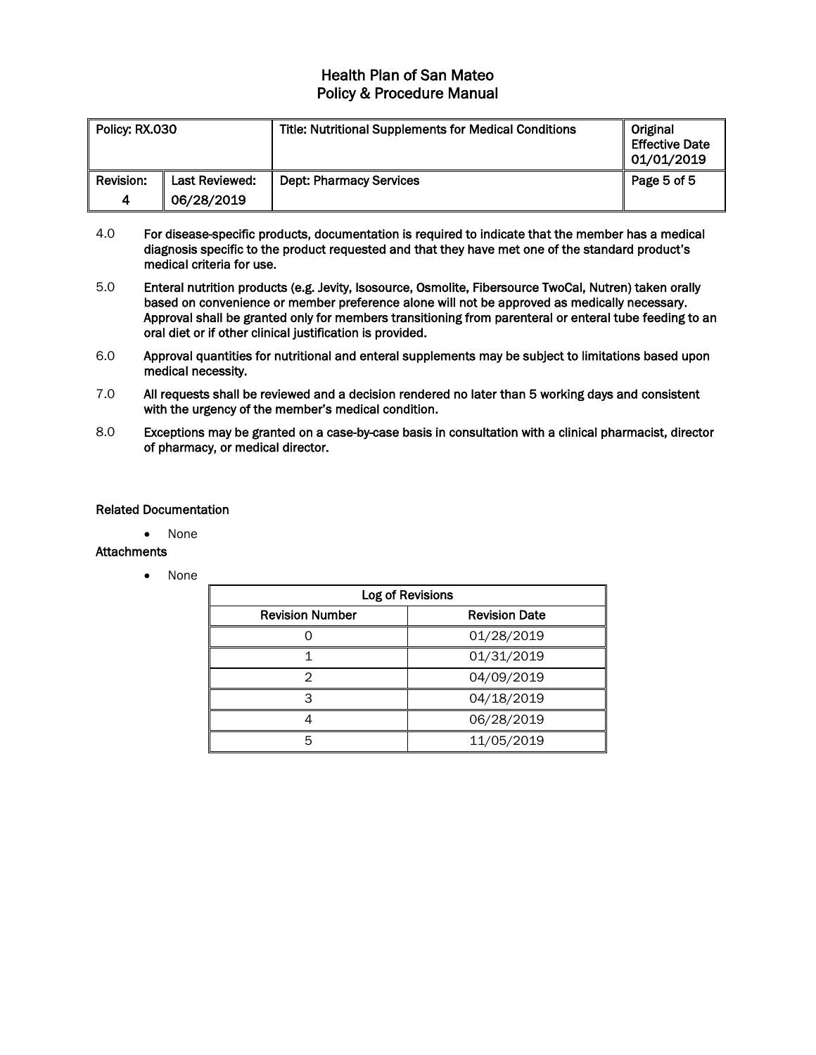| Policy: RX.030 | | Title: Nutritional Supplements for Medical Conditions | Original Effective Date 01/01/2019 |
|---|---|---|---|
| Revision: 4 | Last Reviewed: 06/28/2019 | Dept: Pharmacy Services | |

4.0 **For disease-specific products, documentation is required to indicate that the member has a medical diagnosis specific to the product requested and that they have met one of the standard product's medical criteria for use.**

5.0 **Enteral nutrition products (e.g. Jevity, Isosource, Osmolite, Fibersource TwoCal, Nutren) taken orally based on convenience or member preference alone will not be approved as medically necessary. Approval shall be granted only for members transitioning from parenteral or enteral tube feeding to an oral diet or if other clinical justification is provided.**

6.0 **Approval quantities for nutritional and enteral supplements may be subject to limitations based upon medical necessity.**

7.0 **All requests shall be reviewed and a decision rendered no later than 5 working days and consistent with the urgency of the member's medical condition.**

8.0 **Exceptions may be granted on a case-by-case basis in consultation with a clinical pharmacist, director of pharmacy, or medical director.**

**Related Documentation**

- None

**Attachments**

- None

| Log of Revisions | |
|---|---|
| **Revision Number** | **Revision Date** |
| 0 | 01/28/2019 |
| 1 | 01/31/2019 |
| 2 | 04/09/2019 |
| 3 | 04/18/2019 |
| 4 | 06/28/2019 |
| 5 | 11/05/2019 |